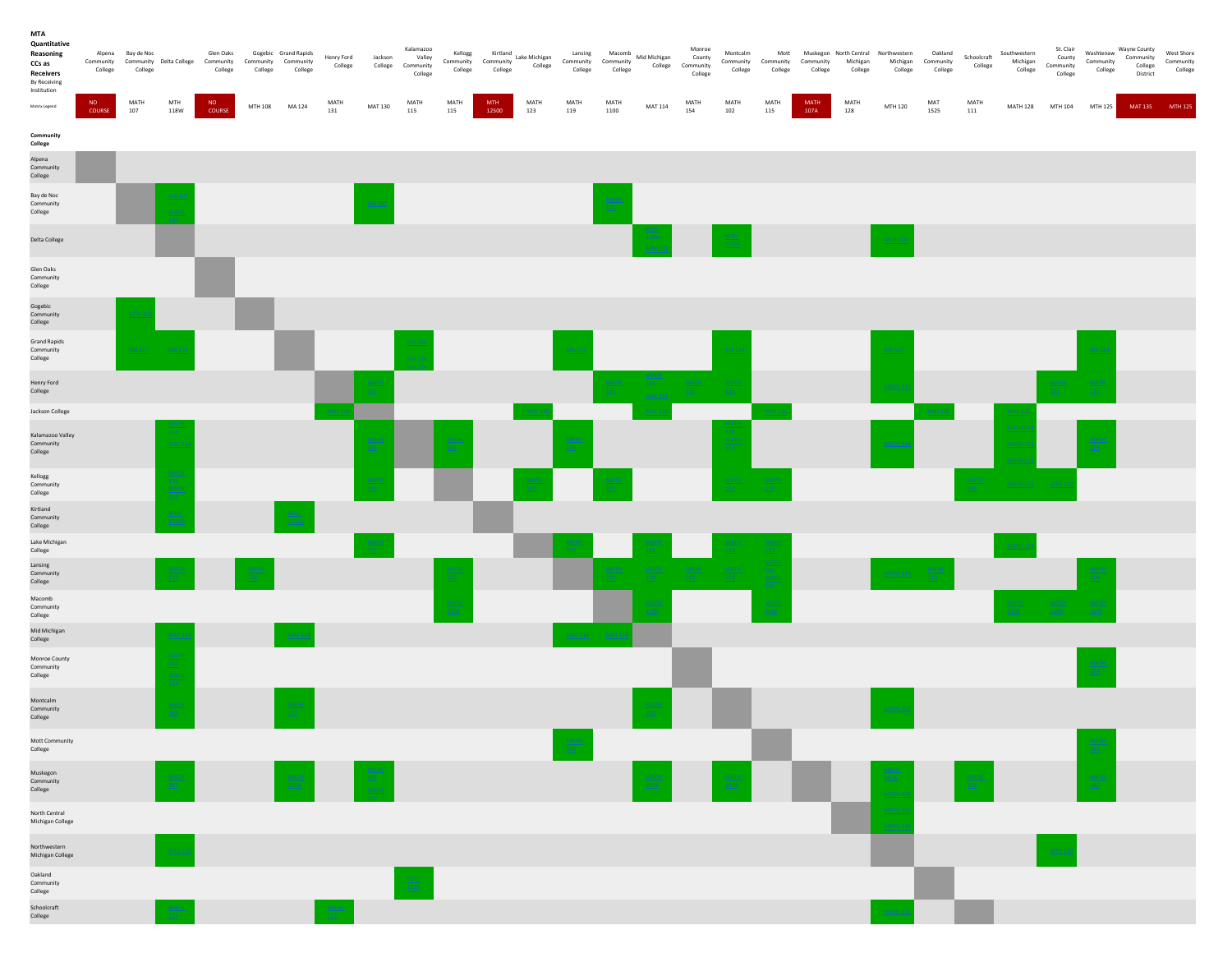**MTA Quantitative Reasoning CCs as Receivers**

By Receiving Institution

Most cell entries in the matrix are too small to read. Filled cells below show a likely reading: the sending college's course from the "Matrix Legend" row. Some cells appear to list more than one course, and only one is given here. Blank cells are either empty or the shaded diagonal, where a college meets itself.

| Community College | Alpena Community College | Bay de Noc Community College | Delta College | Glen Oaks Community College | Gogebic Community College | Grand Rapids Community College | Henry Ford College | Jackson College | Kalamazoo Valley Community College | Kellogg Community College | Kirtland Community College | Lake Michigan College | Lansing Community College | Macomb Community College | Mid Michigan College | Monroe County Community College | Montcalm Community College | Mott Community College | Muskegon Community College | North Central Michigan College | Northwestern Michigan College | Oakland Community College | Schoolcraft College | Southwestern Michigan College | St. Clair County Community College | Washtenaw Community College | Wayne County Community College District | West Shore Community College |
|---|---|---|---|---|---|---|---|---|---|---|---|---|---|---|---|---|---|---|---|---|---|---|---|---|---|---|---|---|
| Matrix Legend | NO COURSE | MATH 107 | MTH 118W | NO COURSE | MTH 108 | MA 124 | MATH 131 | MAT 130 | MATH 115 | MATH 115 | MTH 12500 | MATH 123 | MATH 119 | MATH 1100 | MAT 114 | MATH 154 | MATH 102 | MATH 115 | MATH 107A | MATH 128 | MTH 120 | MAT 1525 | MATH 111 | MATH 128 | MTH 104 | MTH 125 | MAT 135 | MTH 125 |
| Alpena Community College | | | | | | | | | | | | | | | | | | | | | | | | | | | | |
| Bay de Noc Community College | | | MATH 107 | | | | | MATH 107 | | | | | | MATH 107 | | | | | | | | | | | | | | |
| Delta College | | | | | | | | | | | | | | | MTH 118W | | MTH 118W | | | | MTH 118W | | | | | | | |
| Glen Oaks Community College | | | | | | | | | | | | | | | | | | | | | | | | | | | | |
| Gogebic Community College | | MTH 108 | | | | | | | | | | | | | | | | | | | | | | | | | | |
| Grand Rapids Community College | | MA 124 | MA 124 | | | | | | MA 124 | | | | MA 124 | | | | MA 124 | | | | MA 124 | | | | | MA 124 | | |
| Henry Ford College | | | | | | | | MATH 131 | | | | | | MATH 131 | MATH 131 | MATH 131 | MATH 131 | | | | MATH 131 | | | | MATH 131 | MATH 131 | | |
| Jackson College | | | | | | | MAT 130 | | | | | MAT 130 | | | MAT 130 | | | MAT 130 | | | | MAT 130 | | MAT 130 | | | | |
| Kalamazoo Valley Community College | | | MATH 115 | | | | | MATH 115 | | MATH 115 | | | MATH 115 | | | | MATH 115 | | | | MATH 115 | | | MATH 115 | | MATH 115 | | |
| Kellogg Community College | | | MATH 115 | | | | | MATH 115 | | | | MATH 115 | | MATH 115 | | | MATH 115 | MATH 115 | | | | | MATH 115 | MATH 115 | MATH 115 | | | |
| Kirtland Community College | | | MTH 12500 | | | MTH 12500 | | | | | | | | | | | | | | | | | | | | | | |
| Lake Michigan College | | | | | | | | MATH 123 | | | | | MATH 123 | | MATH 123 | | MATH 123 | MATH 123 | | | | | | MATH 123 | | | | |
| Lansing Community College | | | MATH 119 | | MATH 119 | | | | | MATH 119 | | | | MATH 119 | MATH 119 | MATH 119 | MATH 119 | MATH 119 | | | MATH 119 | MATH 119 | | | | MATH 119 | | |
| Macomb Community College | | | | | | | | | | MATH 1100 | | | | | MATH 1100 | | | MATH 1100 | | | | | | MATH 1100 | MATH 1100 | MATH 1100 | | |
| Mid Michigan College | | | MAT 114 | | | MAT 114 | | | | | | | MAT 114 | MAT 114 | | | | | | | | | | | | | | |
| Monroe County Community College | | | MATH 154 | | | | | | | | | | | | | | | | | | | | | | | MATH 154 | | |
| Montcalm Community College | | | MATH 102 | | | MATH 102 | | | | | | | | | MATH 102 | | | | | | MATH 102 | | | | | | | |
| Mott Community College | | | | | | | | | | | | | MATH 115 | | | | | | | | | | | | | MATH 115 | | |
| Muskegon Community College | | | MATH 107A | | | MATH 107A | | MATH 107A | | | | | | | MATH 107A | | MATH 107A | | | | MATH 107A | | MATH 107A | | | MATH 107A | | |
| North Central Michigan College | | | | | | | | | | | | | | | | | | | | | MATH 128 | | | | | | | |
| Northwestern Michigan College | | | MTH 120 | | | | | | | | | | | | | | | | | | | | | | MTH 120 | | | |
| Oakland Community College | | | | | | | | | MAT 1525 | | | | | | | | | | | | | | | | | | | |
| Schoolcraft College | | | MATH 111 | | | | MATH 111 | | | | | | | | | | | | | | MATH 111 | | | | | | | |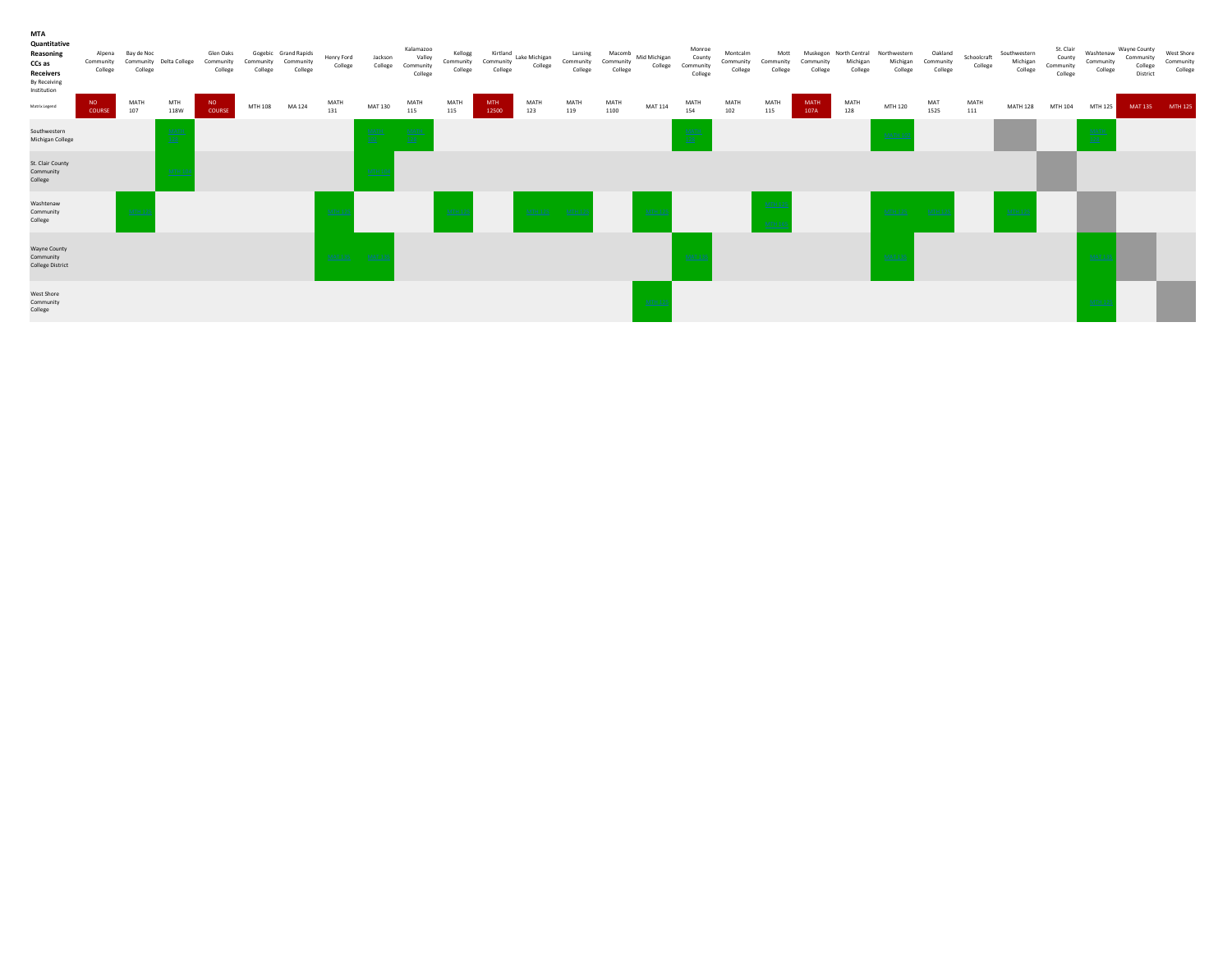| MTA Quantitative Reasoning CCs as Receivers By Receiving Institution | Alpena Community College | Bay de Noc Community College | Delta College | Glen Oaks Community College | Gogebic Community College | Grand Rapids Community College | Henry Ford College | Jackson College | Kalamazoo Valley Community College | Kellogg Community College | Kirtland Community College | Lake Michigan College | Lansing Community College | Macomb Community College | Mid Michigan College | Monroe County Community College | Montcalm Community College | Mott Community College | Muskegon Community College | North Central Michigan College | Northwestern Michigan College | Oakland Community College | Schoolcraft College | Southwestern Michigan College | St. Clair County Community College | Washtenaw Community College | Wayne County Community College District | West Shore Community College |
|---|---|---|---|---|---|---|---|---|---|---|---|---|---|---|---|---|---|---|---|---|---|---|---|---|---|---|---|---|
| Matrix Legend | NO COURSE | MATH 107 | MTH 118W | NO COURSE | MTH 108 | MA 124 | MATH 131 | MAT 130 | MATH 115 | MATH 115 | MTH 12500 | MATH 123 | MATH 119 | MATH 1100 | MAT 114 | MATH 154 | MATH 102 | MATH 115 | MATH 107A | MATH 128 | MTH 120 | MAT 1525 | MATH 111 | MATH 128 | MTH 104 | MTH 125 | MAT 135 | MTH 125 |
| Southwestern Michigan College | | | MATH 128 | | | | | MATH 128 | MATH 128 | | | | | | | MATH 128 | | | | | MATH 128 | | | | | MATH 128 | | |
| St. Clair County Community College | | | MTH 104 | | | | | MTH 104 | | | | | | | | | | | | | | | | | | | | |
| Washtenaw Community College | | MTH 125 | | | | | MTH 125 | | | MTH 125 | | MTH 125 | MTH 125 | | MTH 125 | | | MTH 125<br>MTH 160 | | | MTH 125 | MTH 125 | | MTH 125 | | | | |
| Wayne County Community College District | | | | | | | MAT 135 | MAT 135 | | | | | | | | MAT 135 | | | | | MAT 135 | | | | | MAT 135 | | |
| West Shore Community College | | | | | | | | | | | | | | | MTH 125 | | | | | | | | | | | MTH 125 | | |